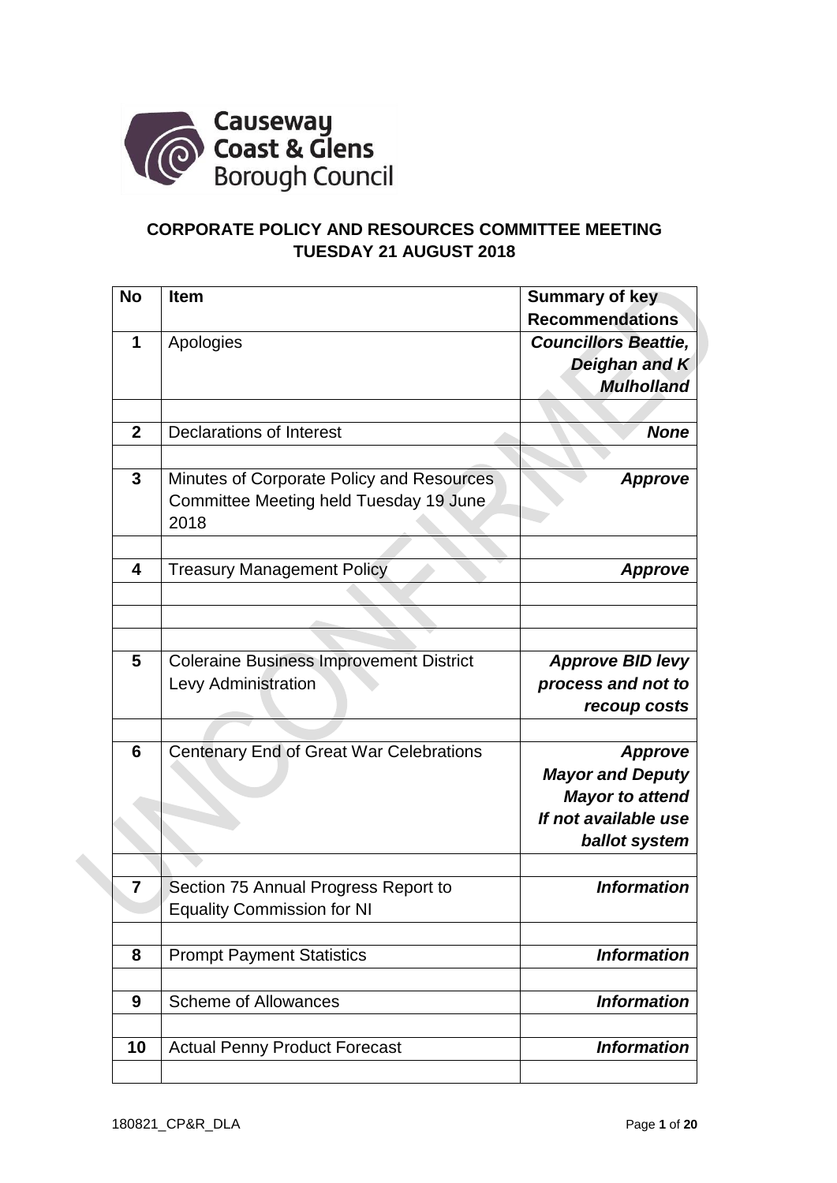Causeway Coast & Glens Borough Council

## CORPORATE POLICY AND RESOURCES COMMITTEE MEETING TUESDAY 21 AUGUST 2018

| No | Item | Summary of key Recommendations |
|---|---|---|
| 1 | Apologies | ***Councillors Beattie, Deighan and K Mulholland*** |
| | | |
| 2 | Declarations of Interest | ***None*** |
| | | |
| 3 | Minutes of Corporate Policy and Resources Committee Meeting held Tuesday 19 June 2018 | ***Approve*** |
| | | |
| 4 | Treasury Management Policy | ***Approve*** |
| | | |
| | | |
| | | |
| 5 | Coleraine Business Improvement District Levy Administration | ***Approve BID levy process and not to recoup costs*** |
| | | |
| 6 | Centenary End of Great War Celebrations | ***Approve Mayor and Deputy Mayor to attend If not available use ballot system*** |
| | | |
| 7 | Section 75 Annual Progress Report to Equality Commission for NI | ***Information*** |
| | | |
| 8 | Prompt Payment Statistics | ***Information*** |
| | | |
| 9 | Scheme of Allowances | ***Information*** |
| | | |
| 10 | Actual Penny Product Forecast | ***Information*** |
| | | |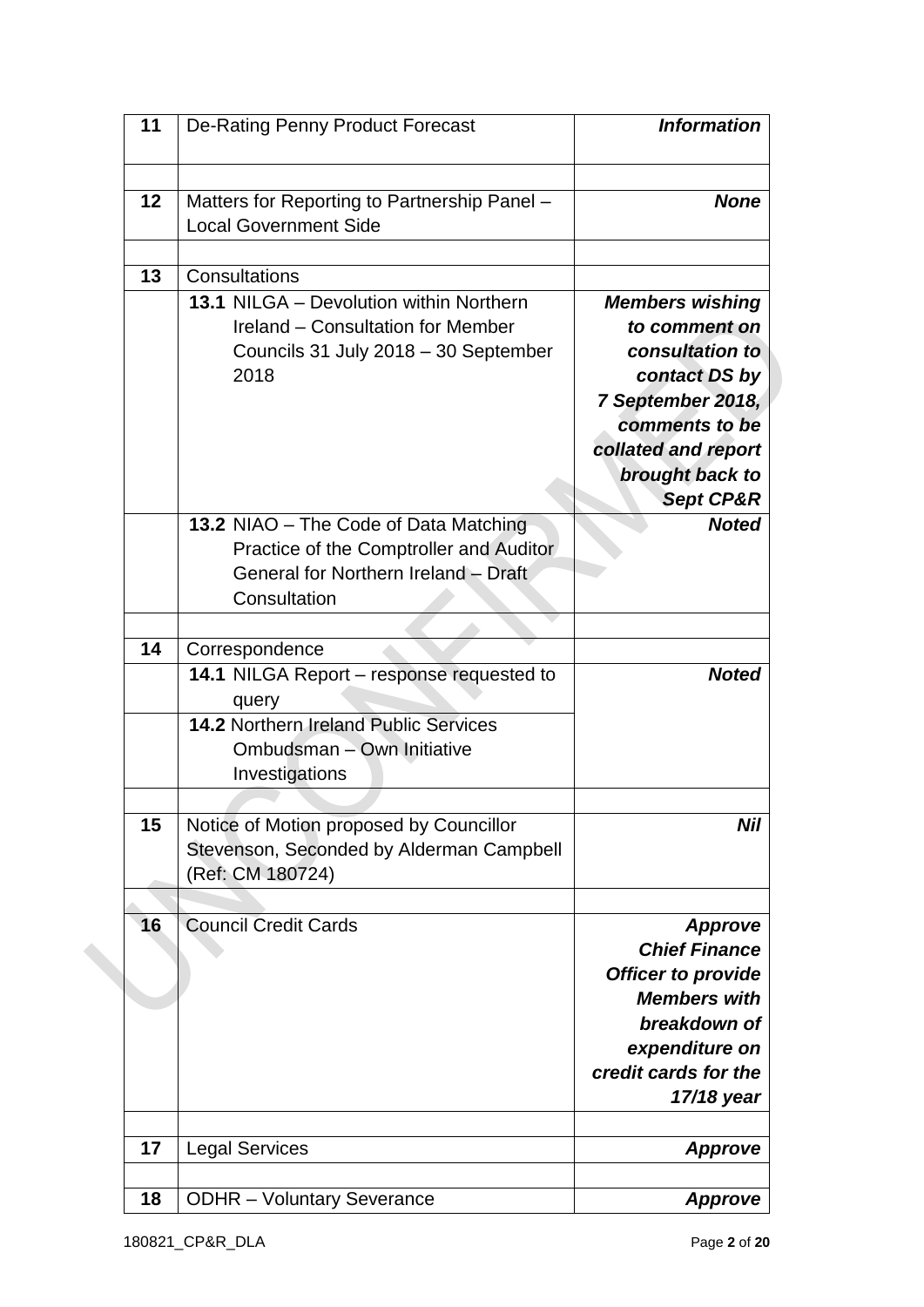| 11 | De-Rating Penny Product Forecast | ***Information*** |
|---|---|---|
| | | |
| 12 | Matters for Reporting to Partnership Panel – Local Government Side | ***None*** |
| | | |
| 13 | Consultations | |
| | **13.1** NILGA – Devolution within Northern Ireland – Consultation for Member Councils 31 July 2018 – 30 September 2018 | ***Members wishing to comment on consultation to contact DS by 7 September 2018, comments to be collated and report brought back to Sept CP&R*** |
| | **13.2** NIAO – The Code of Data Matching Practice of the Comptroller and Auditor General for Northern Ireland – Draft Consultation | ***Noted*** |
| | | |
| 14 | Correspondence | |
| | **14.1** NILGA Report – response requested to query | ***Noted*** |
| | **14.2** Northern Ireland Public Services Ombudsman – Own Initiative Investigations | |
| | | |
| 15 | Notice of Motion proposed by Councillor Stevenson, Seconded by Alderman Campbell (Ref: CM 180724) | ***Nil*** |
| | | |
| 16 | Council Credit Cards | ***Approve Chief Finance Officer to provide Members with breakdown of expenditure on credit cards for the 17/18 year*** |
| | | |
| 17 | Legal Services | ***Approve*** |
| | | |
| 18 | ODHR – Voluntary Severance | ***Approve*** |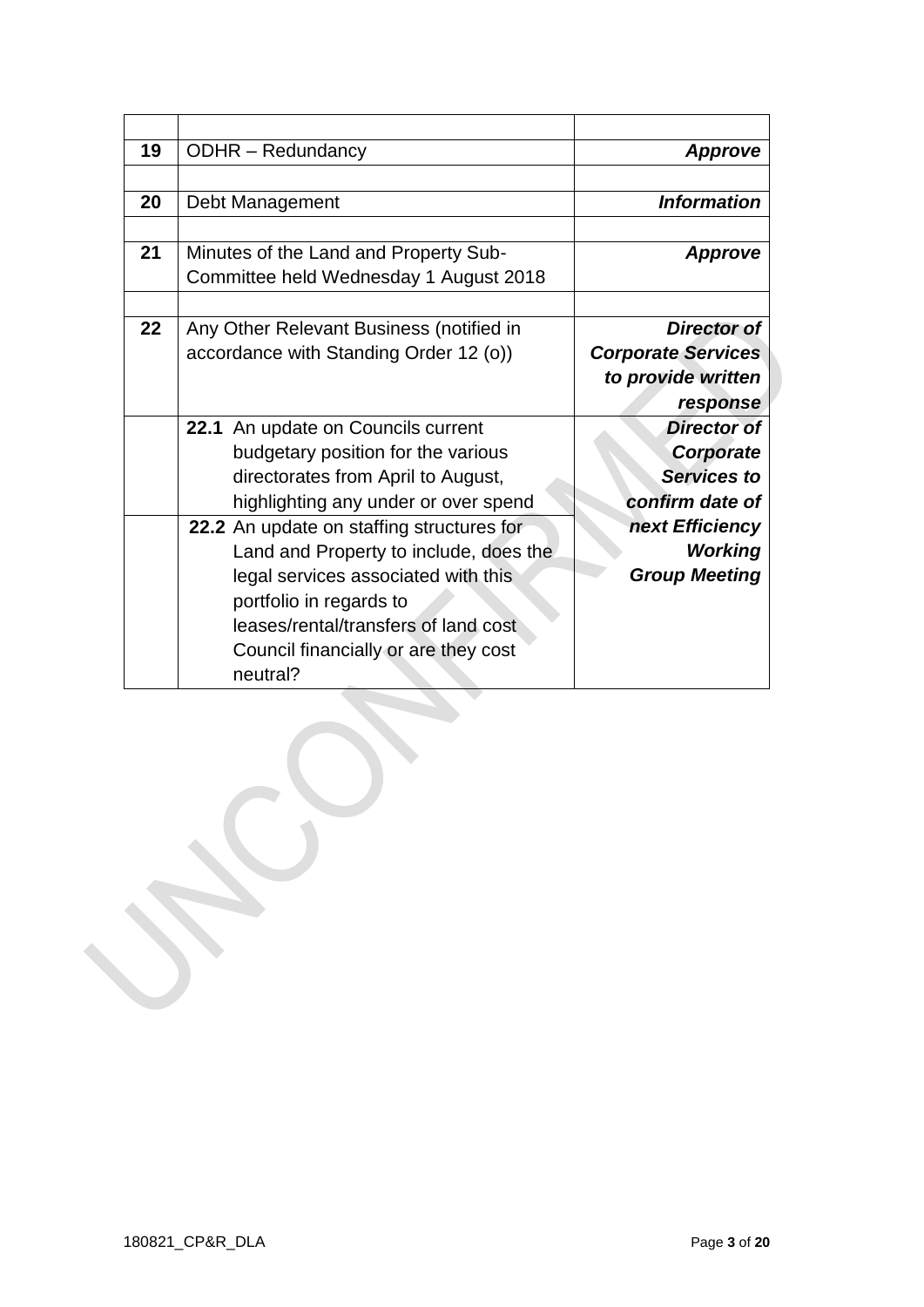| | | |
|---|---|---|
| **19** | ODHR – Redundancy | ***Approve*** |
| | | |
| **20** | Debt Management | ***Information*** |
| | | |
| **21** | Minutes of the Land and Property Sub-Committee held Wednesday 1 August 2018 | ***Approve*** |
| | | |
| **22** | Any Other Relevant Business (notified in accordance with Standing Order 12 (o)) | ***Director of Corporate Services to provide written response*** |
| | **22.1** An update on Councils current budgetary position for the various directorates from April to August, highlighting any under or over spend | ***Director of Corporate Services to confirm date of next Efficiency Working Group Meeting*** |
| | **22.2** An update on staffing structures for Land and Property to include, does the legal services associated with this portfolio in regards to leases/rental/transfers of land cost Council financially or are they cost neutral? | |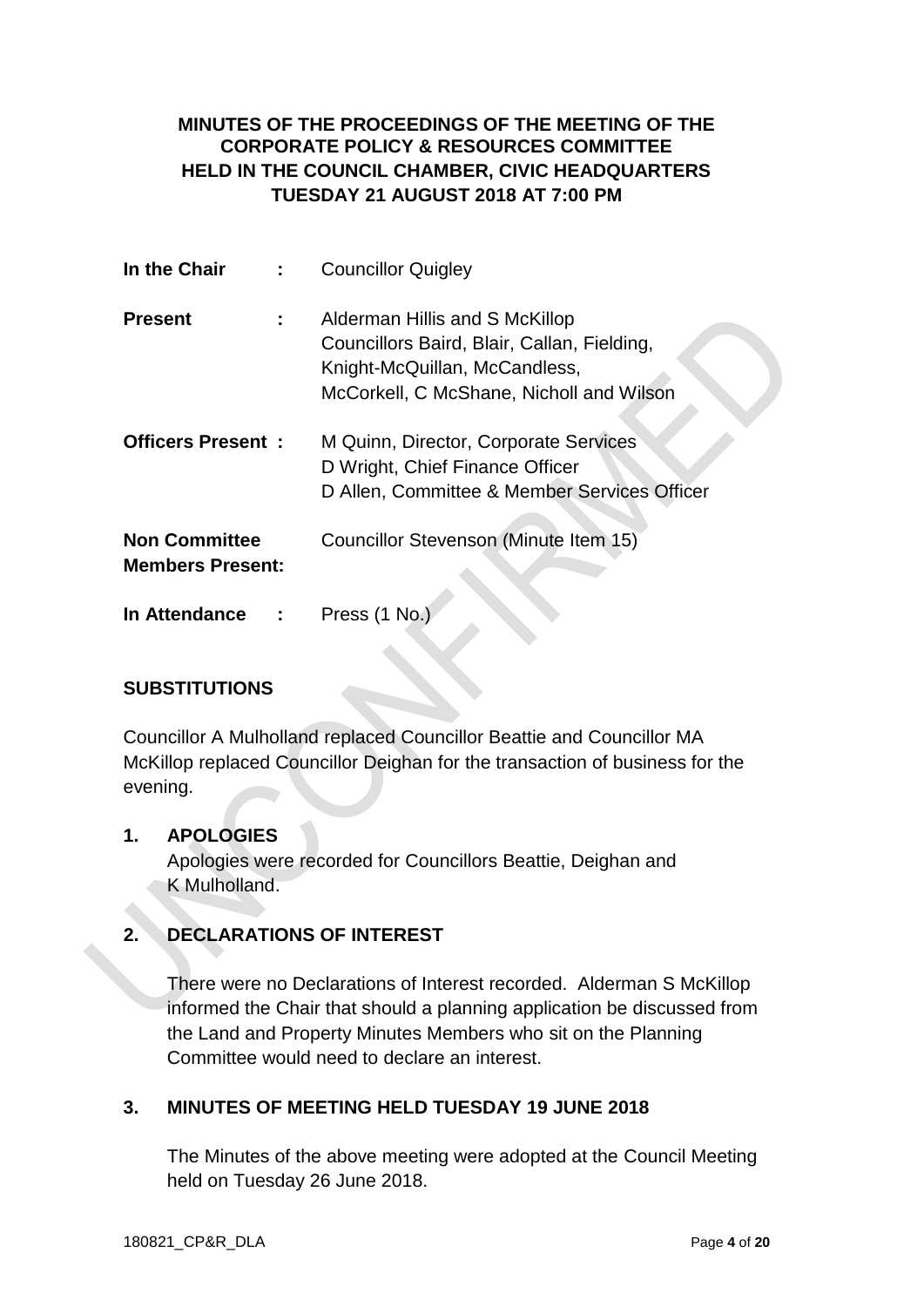**MINUTES OF THE PROCEEDINGS OF THE MEETING OF THE CORPORATE POLICY & RESOURCES COMMITTEE HELD IN THE COUNCIL CHAMBER, CIVIC HEADQUARTERS TUESDAY 21 AUGUST 2018 AT 7:00 PM**

| | | |
|---|---|---|
| **In the Chair** | **:** | Councillor Quigley |
| **Present** | **:** | Alderman Hillis and S McKillop<br>Councillors Baird, Blair, Callan, Fielding, Knight-McQuillan, McCandless, McCorkell, C McShane, Nicholl and Wilson |
| **Officers Present :** | | M Quinn, Director, Corporate Services<br>D Wright, Chief Finance Officer<br>D Allen, Committee & Member Services Officer |
| **Non Committee Members Present:** | | Councillor Stevenson (Minute Item 15) |
| **In Attendance** | **:** | Press (1 No.) |

**SUBSTITUTIONS**

Councillor A Mulholland replaced Councillor Beattie and Councillor MA McKillop replaced Councillor Deighan for the transaction of business for the evening.

**1. APOLOGIES**

Apologies were recorded for Councillors Beattie, Deighan and K Mulholland.

**2. DECLARATIONS OF INTEREST**

There were no Declarations of Interest recorded. Alderman S McKillop informed the Chair that should a planning application be discussed from the Land and Property Minutes Members who sit on the Planning Committee would need to declare an interest.

**3. MINUTES OF MEETING HELD TUESDAY 19 JUNE 2018**

The Minutes of the above meeting were adopted at the Council Meeting held on Tuesday 26 June 2018.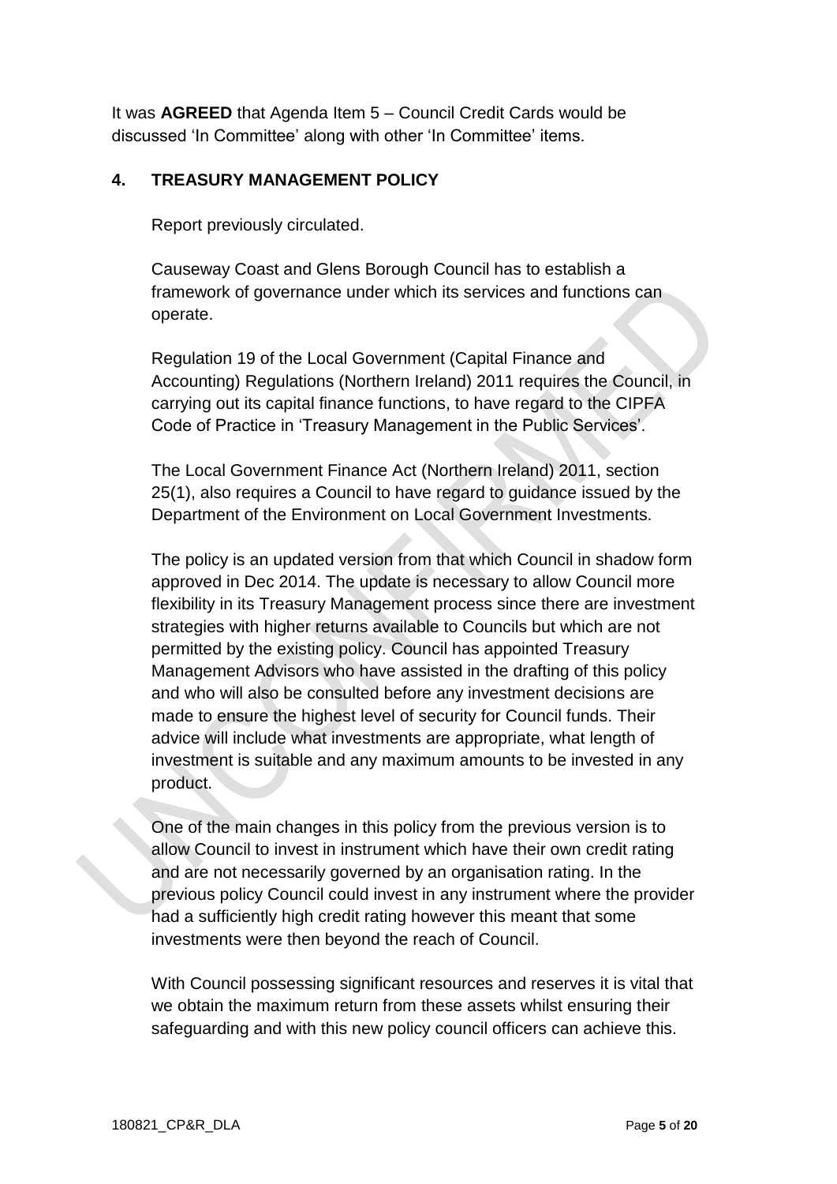It was **AGREED** that Agenda Item 5 – Council Credit Cards would be discussed 'In Committee' along with other 'In Committee' items.

## 4. TREASURY MANAGEMENT POLICY

Report previously circulated.

Causeway Coast and Glens Borough Council has to establish a framework of governance under which its services and functions can operate.

Regulation 19 of the Local Government (Capital Finance and Accounting) Regulations (Northern Ireland) 2011 requires the Council, in carrying out its capital finance functions, to have regard to the CIPFA Code of Practice in 'Treasury Management in the Public Services'.

The Local Government Finance Act (Northern Ireland) 2011, section 25(1), also requires a Council to have regard to guidance issued by the Department of the Environment on Local Government Investments.

The policy is an updated version from that which Council in shadow form approved in Dec 2014. The update is necessary to allow Council more flexibility in its Treasury Management process since there are investment strategies with higher returns available to Councils but which are not permitted by the existing policy. Council has appointed Treasury Management Advisors who have assisted in the drafting of this policy and who will also be consulted before any investment decisions are made to ensure the highest level of security for Council funds. Their advice will include what investments are appropriate, what length of investment is suitable and any maximum amounts to be invested in any product.

One of the main changes in this policy from the previous version is to allow Council to invest in instrument which have their own credit rating and are not necessarily governed by an organisation rating. In the previous policy Council could invest in any instrument where the provider had a sufficiently high credit rating however this meant that some investments were then beyond the reach of Council.

With Council possessing significant resources and reserves it is vital that we obtain the maximum return from these assets whilst ensuring their safeguarding and with this new policy council officers can achieve this.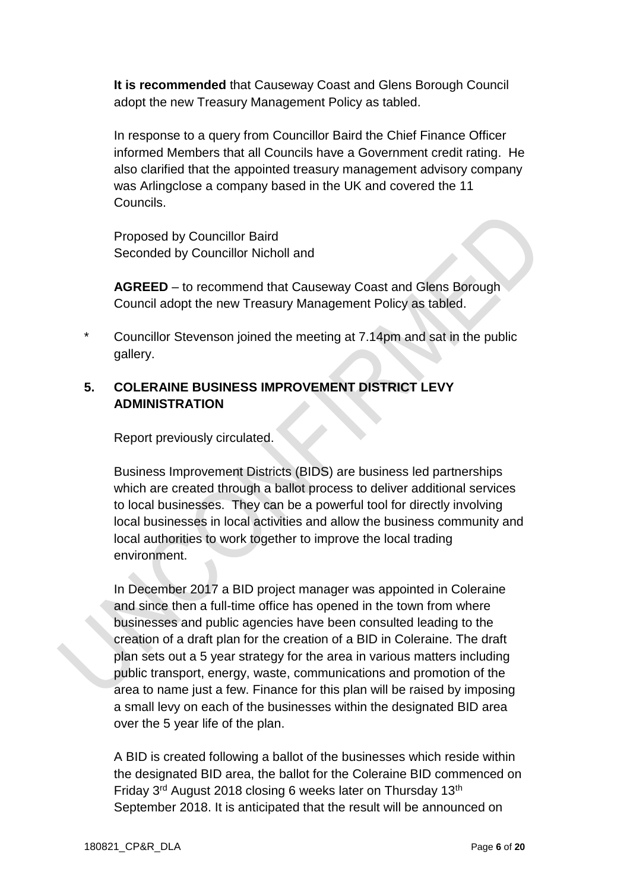**It is recommended** that Causeway Coast and Glens Borough Council adopt the new Treasury Management Policy as tabled.

In response to a query from Councillor Baird the Chief Finance Officer informed Members that all Councils have a Government credit rating. He also clarified that the appointed treasury management advisory company was Arlingclose a company based in the UK and covered the 11 Councils.

Proposed by Councillor Baird
Seconded by Councillor Nicholl and

**AGREED** – to recommend that Causeway Coast and Glens Borough Council adopt the new Treasury Management Policy as tabled.

\* Councillor Stevenson joined the meeting at 7.14pm and sat in the public gallery.

## 5. COLERAINE BUSINESS IMPROVEMENT DISTRICT LEVY ADMINISTRATION

Report previously circulated.

Business Improvement Districts (BIDS) are business led partnerships which are created through a ballot process to deliver additional services to local businesses. They can be a powerful tool for directly involving local businesses in local activities and allow the business community and local authorities to work together to improve the local trading environment.

In December 2017 a BID project manager was appointed in Coleraine and since then a full-time office has opened in the town from where businesses and public agencies have been consulted leading to the creation of a draft plan for the creation of a BID in Coleraine. The draft plan sets out a 5 year strategy for the area in various matters including public transport, energy, waste, communications and promotion of the area to name just a few. Finance for this plan will be raised by imposing a small levy on each of the businesses within the designated BID area over the 5 year life of the plan.

A BID is created following a ballot of the businesses which reside within the designated BID area, the ballot for the Coleraine BID commenced on Friday 3rd August 2018 closing 6 weeks later on Thursday 13th September 2018. It is anticipated that the result will be announced on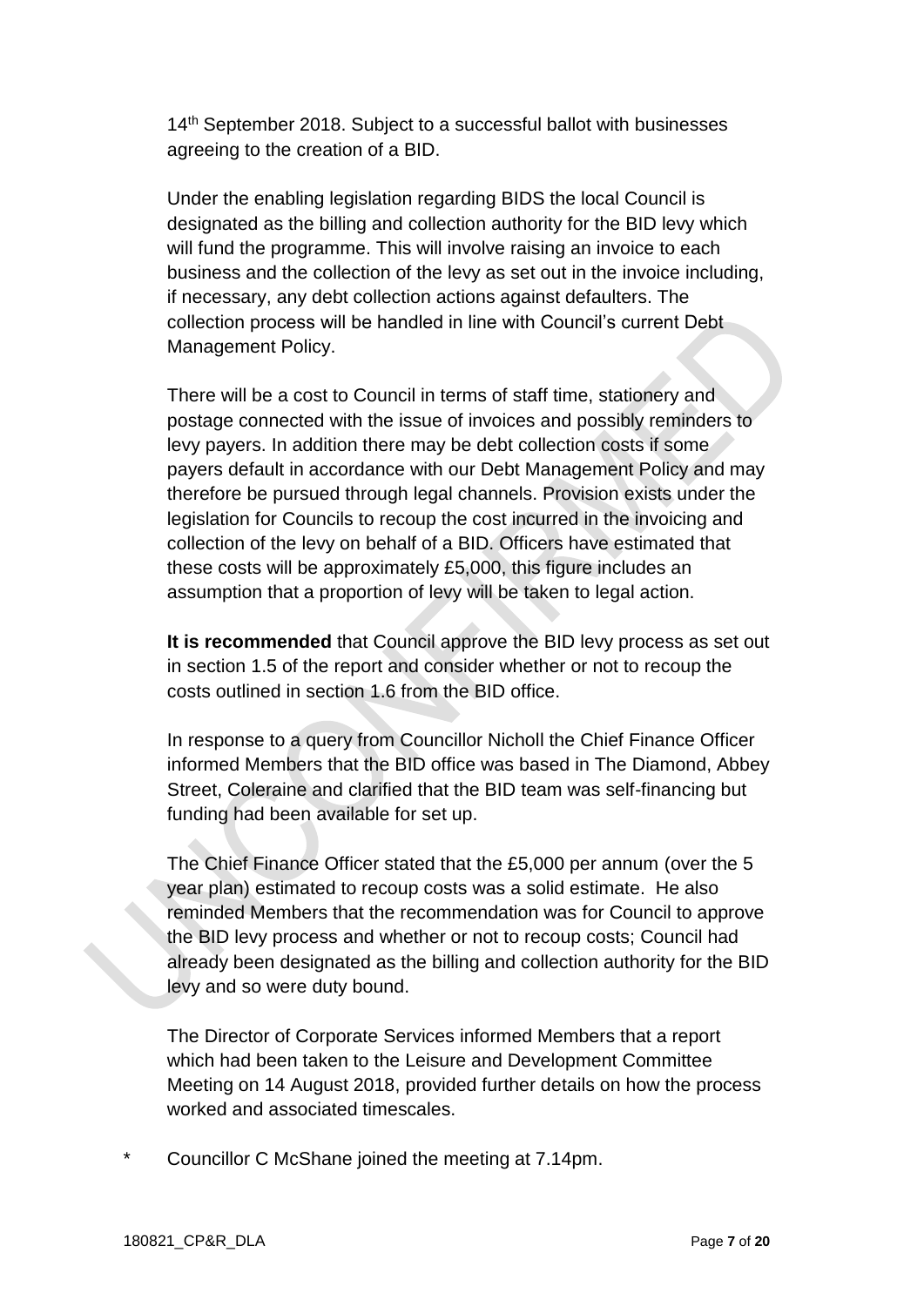14th September 2018. Subject to a successful ballot with businesses agreeing to the creation of a BID.

Under the enabling legislation regarding BIDS the local Council is designated as the billing and collection authority for the BID levy which will fund the programme. This will involve raising an invoice to each business and the collection of the levy as set out in the invoice including, if necessary, any debt collection actions against defaulters. The collection process will be handled in line with Council's current Debt Management Policy.

There will be a cost to Council in terms of staff time, stationery and postage connected with the issue of invoices and possibly reminders to levy payers. In addition there may be debt collection costs if some payers default in accordance with our Debt Management Policy and may therefore be pursued through legal channels. Provision exists under the legislation for Councils to recoup the cost incurred in the invoicing and collection of the levy on behalf of a BID. Officers have estimated that these costs will be approximately £5,000, this figure includes an assumption that a proportion of levy will be taken to legal action.

**It is recommended** that Council approve the BID levy process as set out in section 1.5 of the report and consider whether or not to recoup the costs outlined in section 1.6 from the BID office.

In response to a query from Councillor Nicholl the Chief Finance Officer informed Members that the BID office was based in The Diamond, Abbey Street, Coleraine and clarified that the BID team was self-financing but funding had been available for set up.

The Chief Finance Officer stated that the £5,000 per annum (over the 5 year plan) estimated to recoup costs was a solid estimate. He also reminded Members that the recommendation was for Council to approve the BID levy process and whether or not to recoup costs; Council had already been designated as the billing and collection authority for the BID levy and so were duty bound.

The Director of Corporate Services informed Members that a report which had been taken to the Leisure and Development Committee Meeting on 14 August 2018, provided further details on how the process worked and associated timescales.

\* Councillor C McShane joined the meeting at 7.14pm.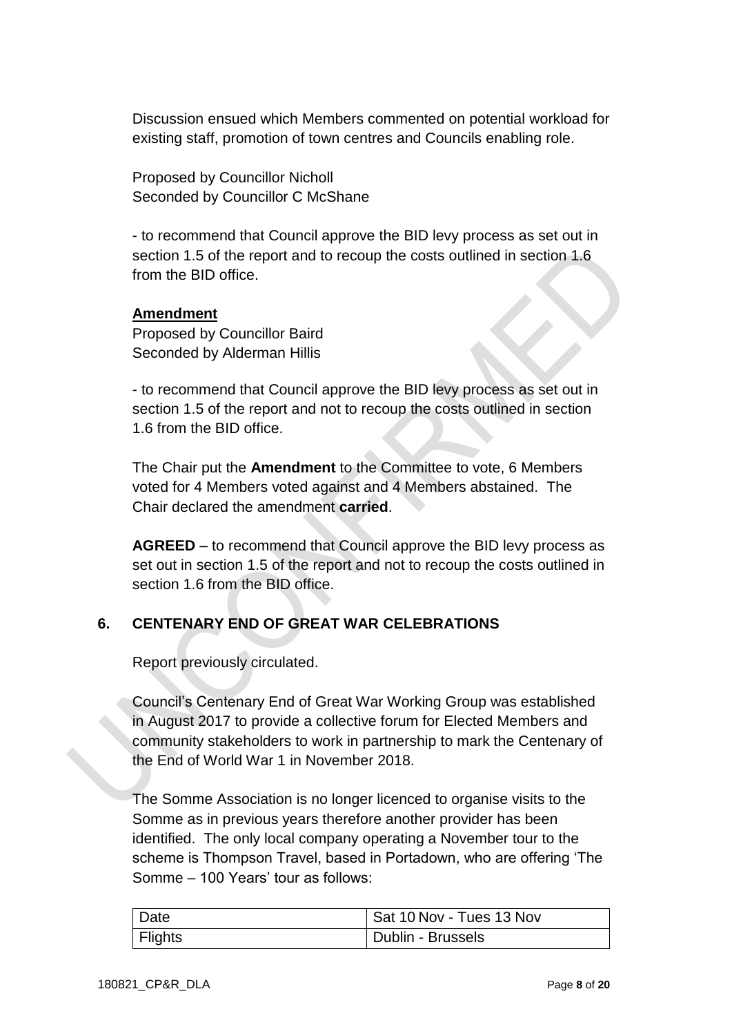Discussion ensued which Members commented on potential workload for existing staff, promotion of town centres and Councils enabling role.

Proposed by Councillor Nicholl
Seconded by Councillor C McShane

- to recommend that Council approve the BID levy process as set out in section 1.5 of the report and to recoup the costs outlined in section 1.6 from the BID office.

**Amendment**
Proposed by Councillor Baird
Seconded by Alderman Hillis

- to recommend that Council approve the BID levy process as set out in section 1.5 of the report and not to recoup the costs outlined in section 1.6 from the BID office.

The Chair put the **Amendment** to the Committee to vote, 6 Members voted for 4 Members voted against and 4 Members abstained. The Chair declared the amendment **carried**.

**AGREED** – to recommend that Council approve the BID levy process as set out in section 1.5 of the report and not to recoup the costs outlined in section 1.6 from the BID office.

## 6. CENTENARY END OF GREAT WAR CELEBRATIONS

Report previously circulated.

Council's Centenary End of Great War Working Group was established in August 2017 to provide a collective forum for Elected Members and community stakeholders to work in partnership to mark the Centenary of the End of World War 1 in November 2018.

The Somme Association is no longer licenced to organise visits to the Somme as in previous years therefore another provider has been identified. The only local company operating a November tour to the scheme is Thompson Travel, based in Portadown, who are offering 'The Somme – 100 Years' tour as follows:

| Date | Sat 10 Nov - Tues 13 Nov |
| --- | --- |
| Flights | Dublin - Brussels |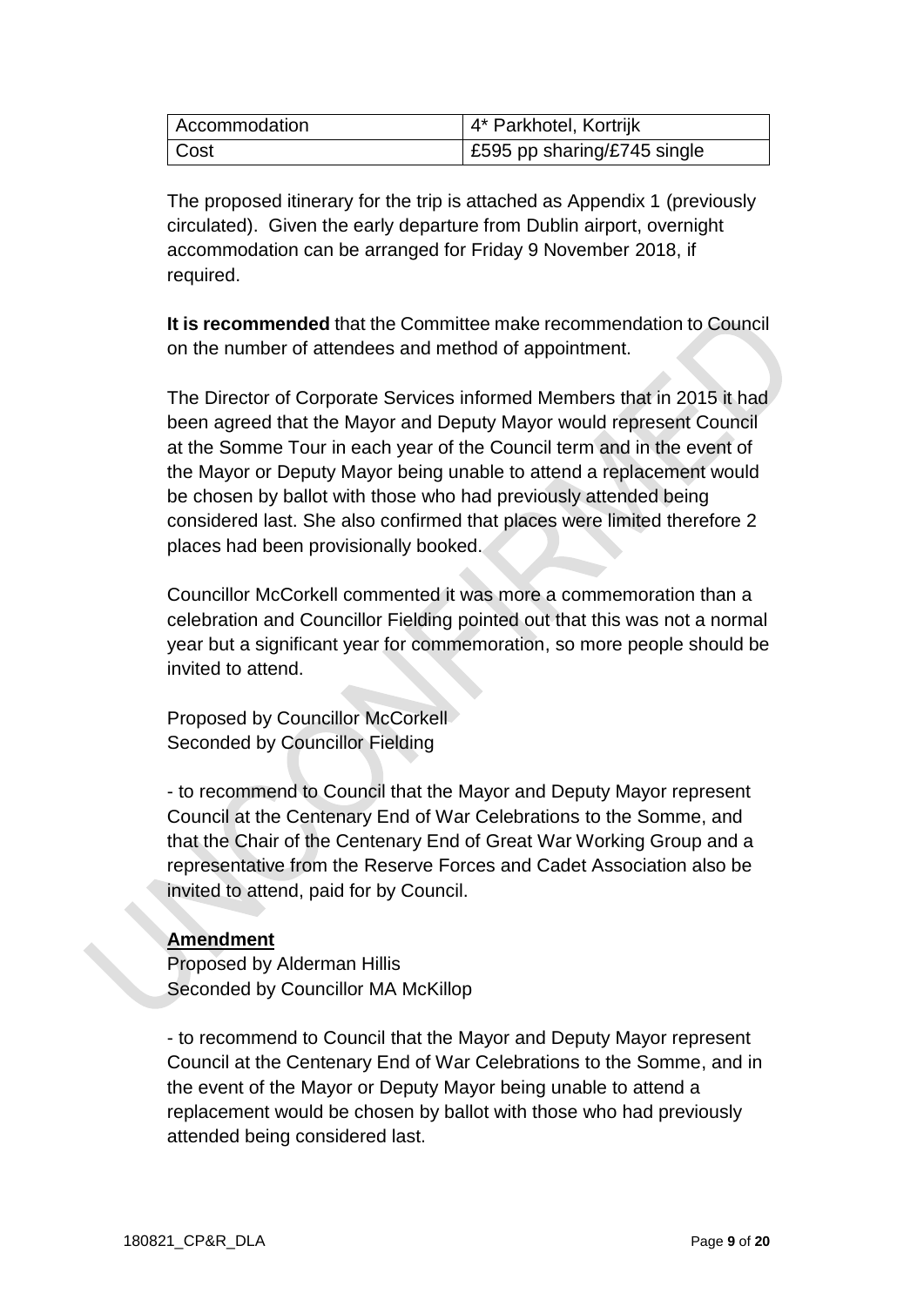| Accommodation | 4* Parkhotel, Kortrijk |
| --- | --- |
| Cost | £595 pp sharing/£745 single |

The proposed itinerary for the trip is attached as Appendix 1 (previously circulated). Given the early departure from Dublin airport, overnight accommodation can be arranged for Friday 9 November 2018, if required.

**It is recommended** that the Committee make recommendation to Council on the number of attendees and method of appointment.

The Director of Corporate Services informed Members that in 2015 it had been agreed that the Mayor and Deputy Mayor would represent Council at the Somme Tour in each year of the Council term and in the event of the Mayor or Deputy Mayor being unable to attend a replacement would be chosen by ballot with those who had previously attended being considered last. She also confirmed that places were limited therefore 2 places had been provisionally booked.

Councillor McCorkell commented it was more a commemoration than a celebration and Councillor Fielding pointed out that this was not a normal year but a significant year for commemoration, so more people should be invited to attend.

Proposed by Councillor McCorkell
Seconded by Councillor Fielding

- to recommend to Council that the Mayor and Deputy Mayor represent Council at the Centenary End of War Celebrations to the Somme, and that the Chair of the Centenary End of Great War Working Group and a representative from the Reserve Forces and Cadet Association also be invited to attend, paid for by Council.

**Amendment**
Proposed by Alderman Hillis
Seconded by Councillor MA McKillop

- to recommend to Council that the Mayor and Deputy Mayor represent Council at the Centenary End of War Celebrations to the Somme, and in the event of the Mayor or Deputy Mayor being unable to attend a replacement would be chosen by ballot with those who had previously attended being considered last.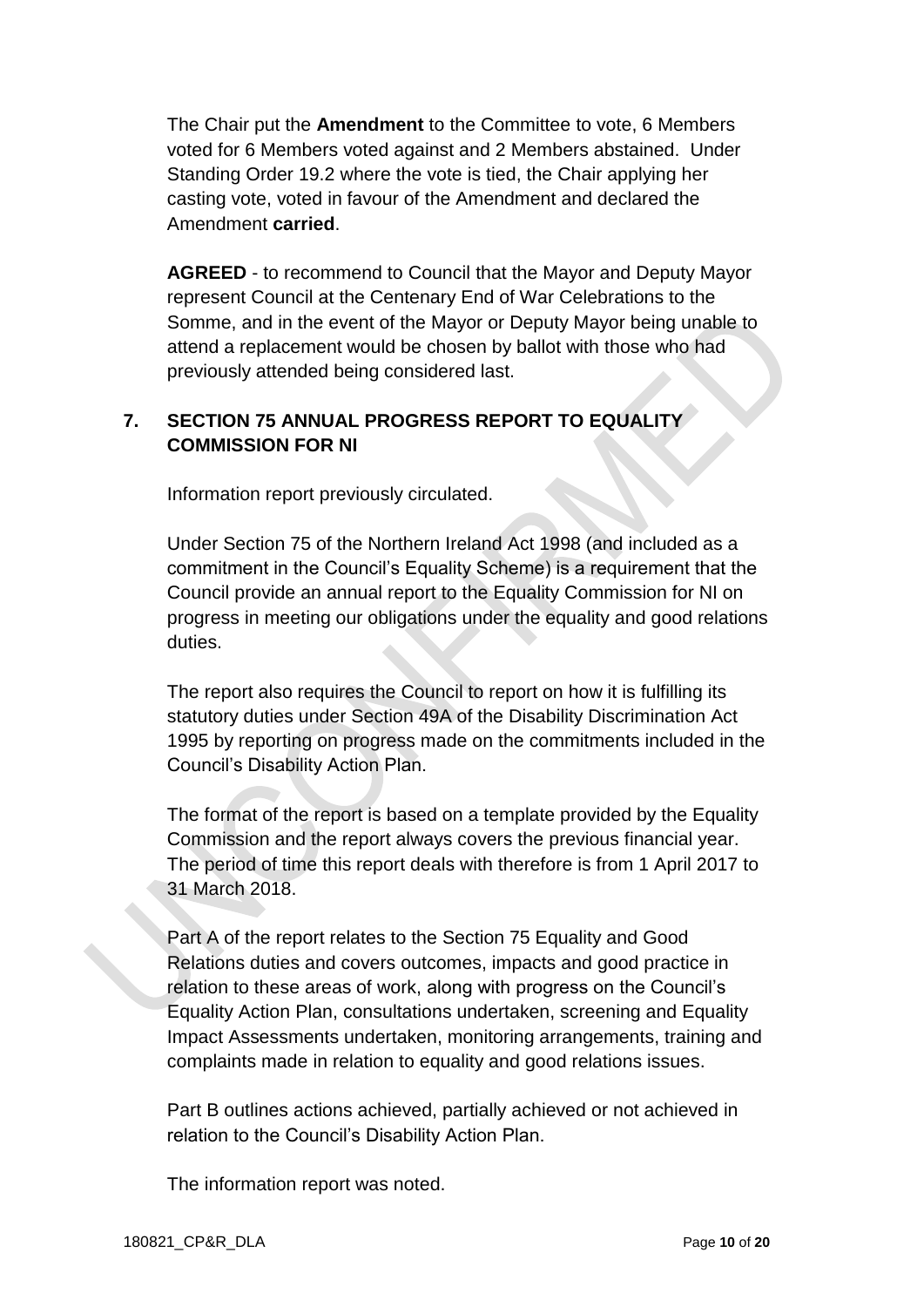The Chair put the **Amendment** to the Committee to vote, 6 Members voted for 6 Members voted against and 2 Members abstained. Under Standing Order 19.2 where the vote is tied, the Chair applying her casting vote, voted in favour of the Amendment and declared the Amendment **carried**.

**AGREED** - to recommend to Council that the Mayor and Deputy Mayor represent Council at the Centenary End of War Celebrations to the Somme, and in the event of the Mayor or Deputy Mayor being unable to attend a replacement would be chosen by ballot with those who had previously attended being considered last.

## 7. SECTION 75 ANNUAL PROGRESS REPORT TO EQUALITY COMMISSION FOR NI

Information report previously circulated.

Under Section 75 of the Northern Ireland Act 1998 (and included as a commitment in the Council's Equality Scheme) is a requirement that the Council provide an annual report to the Equality Commission for NI on progress in meeting our obligations under the equality and good relations duties.

The report also requires the Council to report on how it is fulfilling its statutory duties under Section 49A of the Disability Discrimination Act 1995 by reporting on progress made on the commitments included in the Council's Disability Action Plan.

The format of the report is based on a template provided by the Equality Commission and the report always covers the previous financial year. The period of time this report deals with therefore is from 1 April 2017 to 31 March 2018.

Part A of the report relates to the Section 75 Equality and Good Relations duties and covers outcomes, impacts and good practice in relation to these areas of work, along with progress on the Council's Equality Action Plan, consultations undertaken, screening and Equality Impact Assessments undertaken, monitoring arrangements, training and complaints made in relation to equality and good relations issues.

Part B outlines actions achieved, partially achieved or not achieved in relation to the Council's Disability Action Plan.

The information report was noted.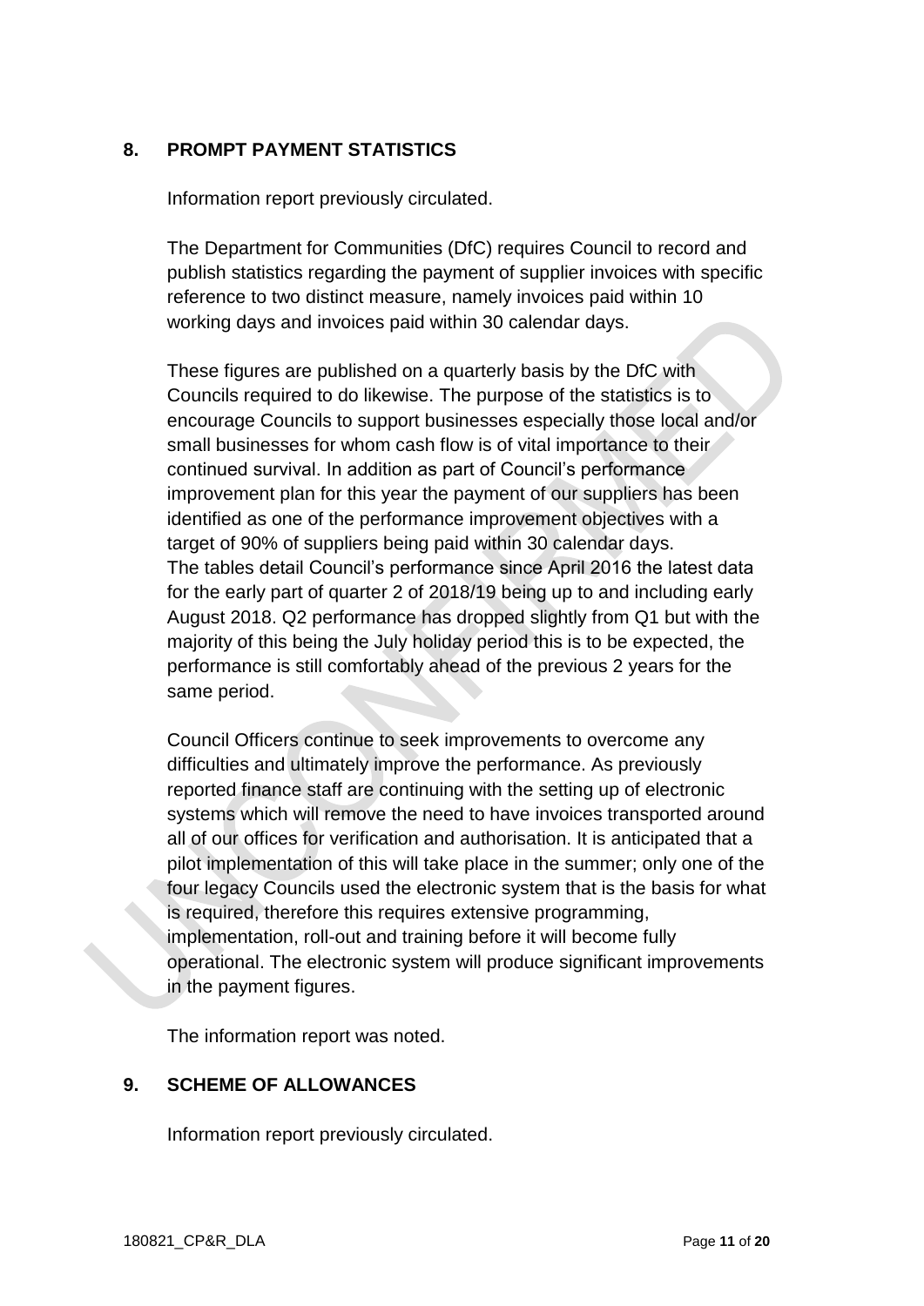## 8. PROMPT PAYMENT STATISTICS

Information report previously circulated.

The Department for Communities (DfC) requires Council to record and publish statistics regarding the payment of supplier invoices with specific reference to two distinct measure, namely invoices paid within 10 working days and invoices paid within 30 calendar days.

These figures are published on a quarterly basis by the DfC with Councils required to do likewise. The purpose of the statistics is to encourage Councils to support businesses especially those local and/or small businesses for whom cash flow is of vital importance to their continued survival. In addition as part of Council's performance improvement plan for this year the payment of our suppliers has been identified as one of the performance improvement objectives with a target of 90% of suppliers being paid within 30 calendar days.
The tables detail Council's performance since April 2016 the latest data for the early part of quarter 2 of 2018/19 being up to and including early August 2018. Q2 performance has dropped slightly from Q1 but with the majority of this being the July holiday period this is to be expected, the performance is still comfortably ahead of the previous 2 years for the same period.

Council Officers continue to seek improvements to overcome any difficulties and ultimately improve the performance. As previously reported finance staff are continuing with the setting up of electronic systems which will remove the need to have invoices transported around all of our offices for verification and authorisation. It is anticipated that a pilot implementation of this will take place in the summer; only one of the four legacy Councils used the electronic system that is the basis for what is required, therefore this requires extensive programming, implementation, roll-out and training before it will become fully operational. The electronic system will produce significant improvements in the payment figures.

The information report was noted.

## 9. SCHEME OF ALLOWANCES

Information report previously circulated.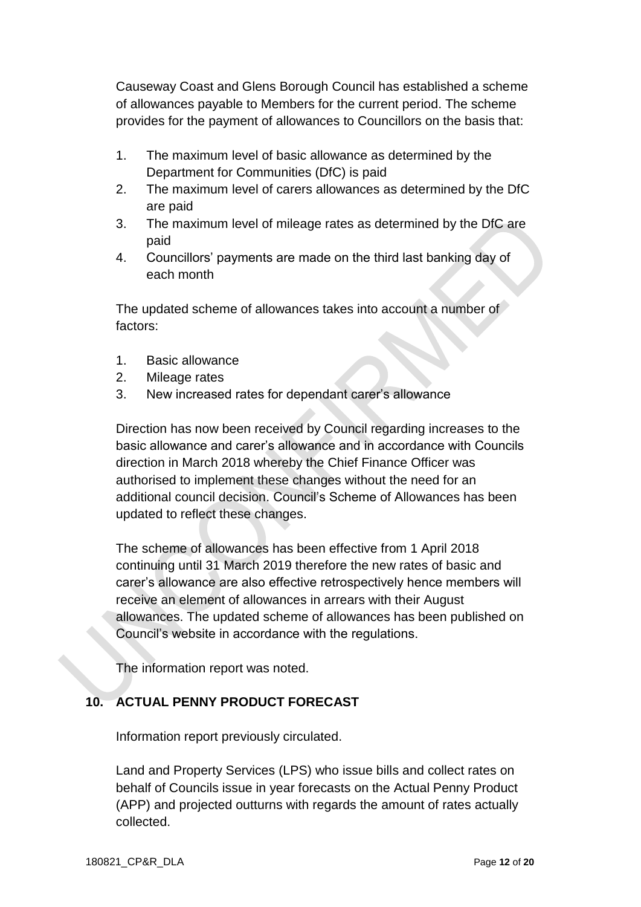Causeway Coast and Glens Borough Council has established a scheme of allowances payable to Members for the current period. The scheme provides for the payment of allowances to Councillors on the basis that:

1. The maximum level of basic allowance as determined by the Department for Communities (DfC) is paid
2. The maximum level of carers allowances as determined by the DfC are paid
3. The maximum level of mileage rates as determined by the DfC are paid
4. Councillors' payments are made on the third last banking day of each month

The updated scheme of allowances takes into account a number of factors:

1. Basic allowance
2. Mileage rates
3. New increased rates for dependant carer's allowance

Direction has now been received by Council regarding increases to the basic allowance and carer's allowance and in accordance with Councils direction in March 2018 whereby the Chief Finance Officer was authorised to implement these changes without the need for an additional council decision. Council's Scheme of Allowances has been updated to reflect these changes.

The scheme of allowances has been effective from 1 April 2018 continuing until 31 March 2019 therefore the new rates of basic and carer's allowance are also effective retrospectively hence members will receive an element of allowances in arrears with their August allowances. The updated scheme of allowances has been published on Council's website in accordance with the regulations.

The information report was noted.

## 10. ACTUAL PENNY PRODUCT FORECAST

Information report previously circulated.

Land and Property Services (LPS) who issue bills and collect rates on behalf of Councils issue in year forecasts on the Actual Penny Product (APP) and projected outturns with regards the amount of rates actually collected.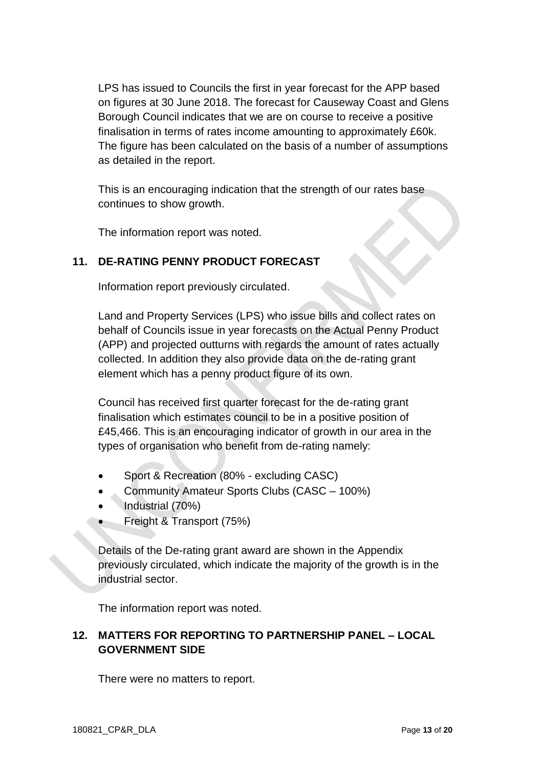LPS has issued to Councils the first in year forecast for the APP based on figures at 30 June 2018. The forecast for Causeway Coast and Glens Borough Council indicates that we are on course to receive a positive finalisation in terms of rates income amounting to approximately £60k. The figure has been calculated on the basis of a number of assumptions as detailed in the report.

This is an encouraging indication that the strength of our rates base continues to show growth.

The information report was noted.

## 11. DE-RATING PENNY PRODUCT FORECAST

Information report previously circulated.

Land and Property Services (LPS) who issue bills and collect rates on behalf of Councils issue in year forecasts on the Actual Penny Product (APP) and projected outturns with regards the amount of rates actually collected. In addition they also provide data on the de-rating grant element which has a penny product figure of its own.

Council has received first quarter forecast for the de-rating grant finalisation which estimates council to be in a positive position of £45,466. This is an encouraging indicator of growth in our area in the types of organisation who benefit from de-rating namely:

- Sport & Recreation (80% - excluding CASC)
- Community Amateur Sports Clubs (CASC – 100%)
- Industrial (70%)
- Freight & Transport (75%)

Details of the De-rating grant award are shown in the Appendix previously circulated, which indicate the majority of the growth is in the industrial sector.

The information report was noted.

## 12. MATTERS FOR REPORTING TO PARTNERSHIP PANEL – LOCAL GOVERNMENT SIDE

There were no matters to report.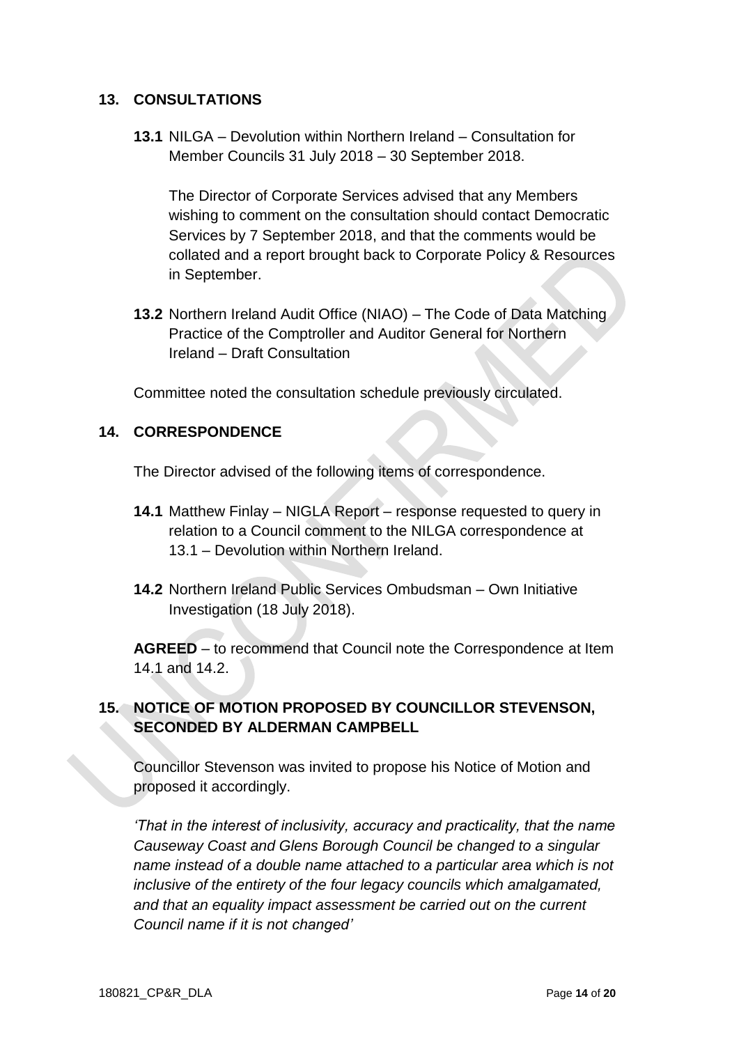## 13. CONSULTATIONS

**13.1** NILGA – Devolution within Northern Ireland – Consultation for Member Councils 31 July 2018 – 30 September 2018.

The Director of Corporate Services advised that any Members wishing to comment on the consultation should contact Democratic Services by 7 September 2018, and that the comments would be collated and a report brought back to Corporate Policy & Resources in September.

**13.2** Northern Ireland Audit Office (NIAO) – The Code of Data Matching Practice of the Comptroller and Auditor General for Northern Ireland – Draft Consultation

Committee noted the consultation schedule previously circulated.

## 14. CORRESPONDENCE

The Director advised of the following items of correspondence.

**14.1** Matthew Finlay – NIGLA Report – response requested to query in relation to a Council comment to the NILGA correspondence at 13.1 – Devolution within Northern Ireland.

**14.2** Northern Ireland Public Services Ombudsman – Own Initiative Investigation (18 July 2018).

**AGREED** – to recommend that Council note the Correspondence at Item 14.1 and 14.2.

## 15. NOTICE OF MOTION PROPOSED BY COUNCILLOR STEVENSON, SECONDED BY ALDERMAN CAMPBELL

Councillor Stevenson was invited to propose his Notice of Motion and proposed it accordingly.

*'That in the interest of inclusivity, accuracy and practicality, that the name Causeway Coast and Glens Borough Council be changed to a singular name instead of a double name attached to a particular area which is not inclusive of the entirety of the four legacy councils which amalgamated, and that an equality impact assessment be carried out on the current Council name if it is not changed'*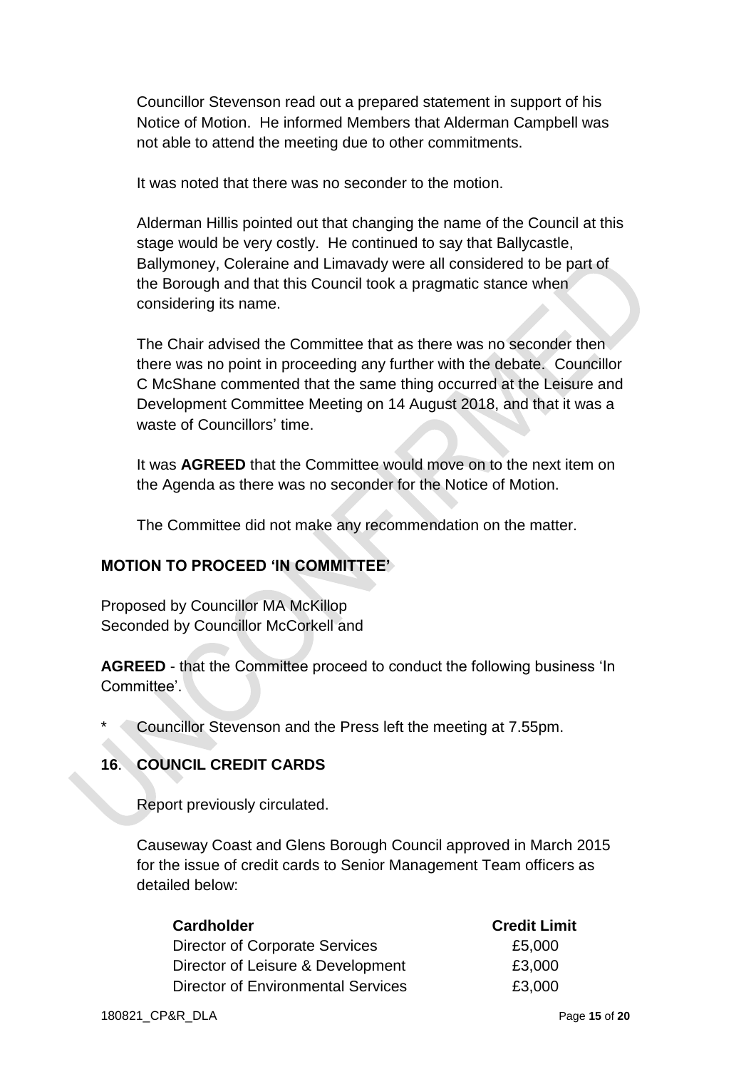Councillor Stevenson read out a prepared statement in support of his Notice of Motion. He informed Members that Alderman Campbell was not able to attend the meeting due to other commitments.

It was noted that there was no seconder to the motion.

Alderman Hillis pointed out that changing the name of the Council at this stage would be very costly. He continued to say that Ballycastle, Ballymoney, Coleraine and Limavady were all considered to be part of the Borough and that this Council took a pragmatic stance when considering its name.

The Chair advised the Committee that as there was no seconder then there was no point in proceeding any further with the debate. Councillor C McShane commented that the same thing occurred at the Leisure and Development Committee Meeting on 14 August 2018, and that it was a waste of Councillors' time.

It was **AGREED** that the Committee would move on to the next item on the Agenda as there was no seconder for the Notice of Motion.

The Committee did not make any recommendation on the matter.

## MOTION TO PROCEED 'IN COMMITTEE'

Proposed by Councillor MA McKillop
Seconded by Councillor McCorkell and

**AGREED** - that the Committee proceed to conduct the following business 'In Committee'.

\* Councillor Stevenson and the Press left the meeting at 7.55pm.

## 16. COUNCIL CREDIT CARDS

Report previously circulated.

Causeway Coast and Glens Borough Council approved in March 2015 for the issue of credit cards to Senior Management Team officers as detailed below:

| Cardholder | Credit Limit |
|---|---|
| Director of Corporate Services | £5,000 |
| Director of Leisure & Development | £3,000 |
| Director of Environmental Services | £3,000 |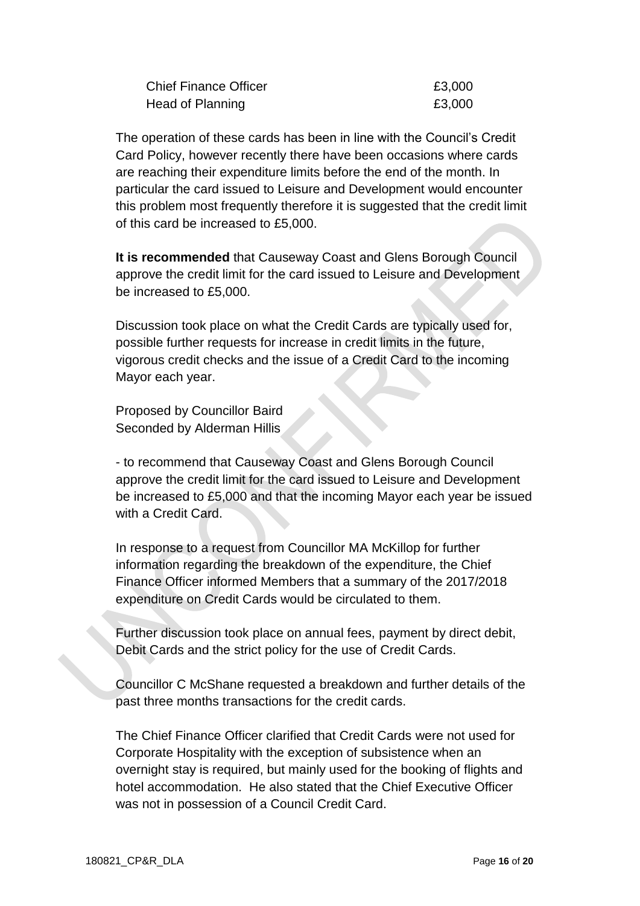| | |
|---|---|
| Chief Finance Officer | £3,000 |
| Head of Planning | £3,000 |

The operation of these cards has been in line with the Council's Credit Card Policy, however recently there have been occasions where cards are reaching their expenditure limits before the end of the month. In particular the card issued to Leisure and Development would encounter this problem most frequently therefore it is suggested that the credit limit of this card be increased to £5,000.

**It is recommended** that Causeway Coast and Glens Borough Council approve the credit limit for the card issued to Leisure and Development be increased to £5,000.

Discussion took place on what the Credit Cards are typically used for, possible further requests for increase in credit limits in the future, vigorous credit checks and the issue of a Credit Card to the incoming Mayor each year.

Proposed by Councillor Baird
Seconded by Alderman Hillis

- to recommend that Causeway Coast and Glens Borough Council approve the credit limit for the card issued to Leisure and Development be increased to £5,000 and that the incoming Mayor each year be issued with a Credit Card.

In response to a request from Councillor MA McKillop for further information regarding the breakdown of the expenditure, the Chief Finance Officer informed Members that a summary of the 2017/2018 expenditure on Credit Cards would be circulated to them.

Further discussion took place on annual fees, payment by direct debit, Debit Cards and the strict policy for the use of Credit Cards.

Councillor C McShane requested a breakdown and further details of the past three months transactions for the credit cards.

The Chief Finance Officer clarified that Credit Cards were not used for Corporate Hospitality with the exception of subsistence when an overnight stay is required, but mainly used for the booking of flights and hotel accommodation. He also stated that the Chief Executive Officer was not in possession of a Council Credit Card.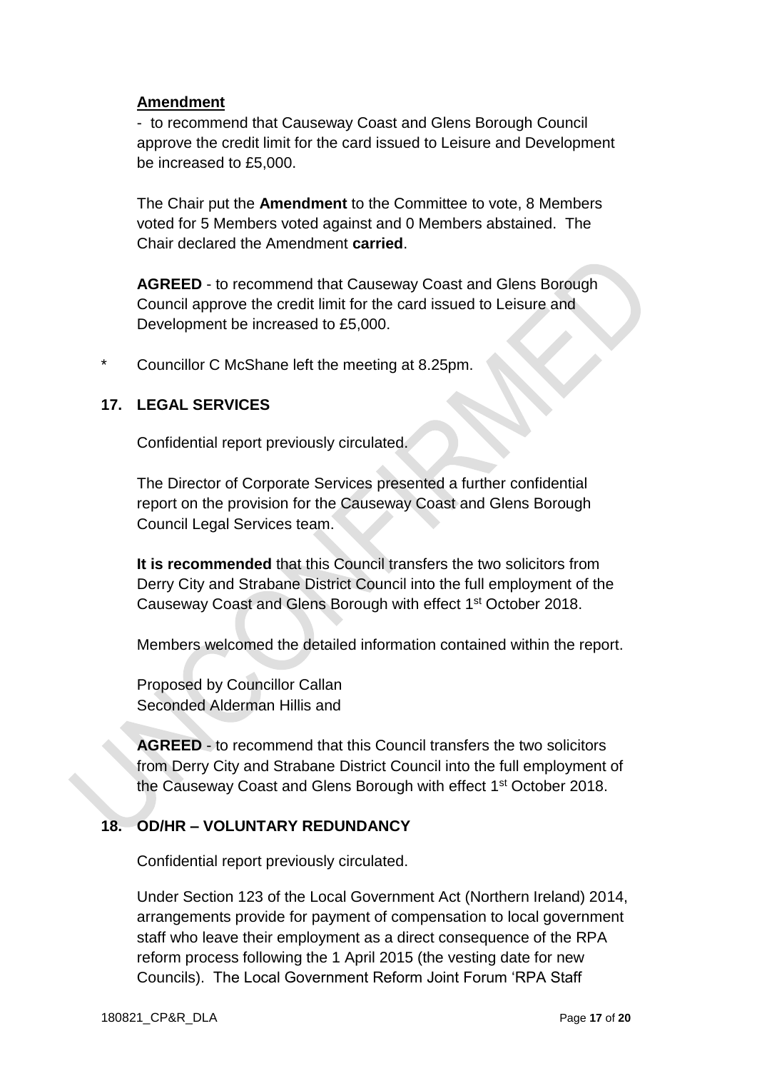**Amendment**

- to recommend that Causeway Coast and Glens Borough Council approve the credit limit for the card issued to Leisure and Development be increased to £5,000.

The Chair put the **Amendment** to the Committee to vote, 8 Members voted for 5 Members voted against and 0 Members abstained. The Chair declared the Amendment **carried**.

**AGREED** - to recommend that Causeway Coast and Glens Borough Council approve the credit limit for the card issued to Leisure and Development be increased to £5,000.

\* Councillor C McShane left the meeting at 8.25pm.

## 17. LEGAL SERVICES

Confidential report previously circulated.

The Director of Corporate Services presented a further confidential report on the provision for the Causeway Coast and Glens Borough Council Legal Services team.

**It is recommended** that this Council transfers the two solicitors from Derry City and Strabane District Council into the full employment of the Causeway Coast and Glens Borough with effect 1st October 2018.

Members welcomed the detailed information contained within the report.

Proposed by Councillor Callan
Seconded Alderman Hillis and

**AGREED** - to recommend that this Council transfers the two solicitors from Derry City and Strabane District Council into the full employment of the Causeway Coast and Glens Borough with effect 1st October 2018.

## 18. OD/HR – VOLUNTARY REDUNDANCY

Confidential report previously circulated.

Under Section 123 of the Local Government Act (Northern Ireland) 2014, arrangements provide for payment of compensation to local government staff who leave their employment as a direct consequence of the RPA reform process following the 1 April 2015 (the vesting date for new Councils). The Local Government Reform Joint Forum 'RPA Staff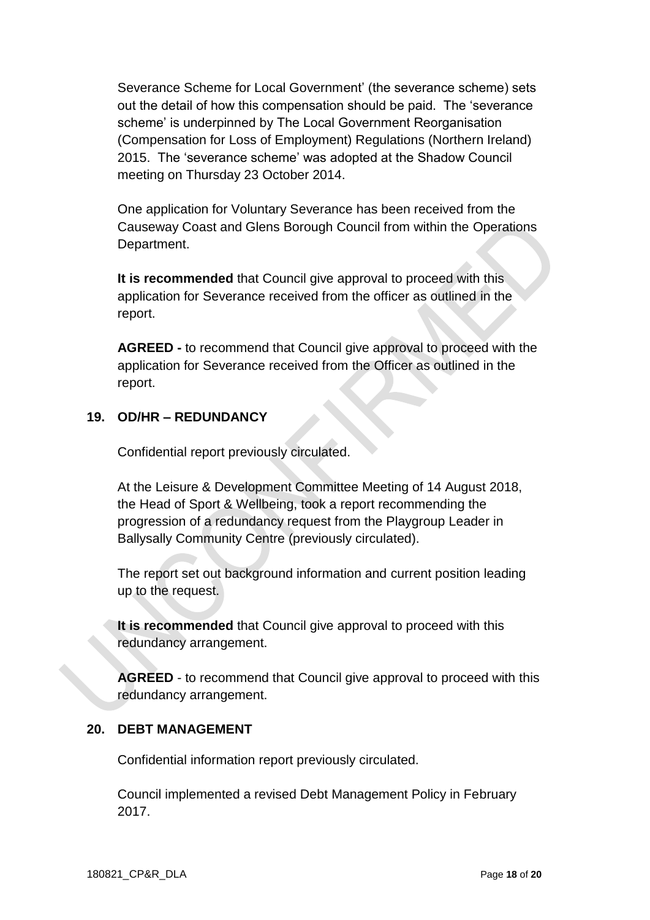Severance Scheme for Local Government' (the severance scheme) sets out the detail of how this compensation should be paid. The 'severance scheme' is underpinned by The Local Government Reorganisation (Compensation for Loss of Employment) Regulations (Northern Ireland) 2015. The 'severance scheme' was adopted at the Shadow Council meeting on Thursday 23 October 2014.

One application for Voluntary Severance has been received from the Causeway Coast and Glens Borough Council from within the Operations Department.

**It is recommended** that Council give approval to proceed with this application for Severance received from the officer as outlined in the report.

**AGREED -** to recommend that Council give approval to proceed with the application for Severance received from the Officer as outlined in the report.

## 19. OD/HR – REDUNDANCY

Confidential report previously circulated.

At the Leisure & Development Committee Meeting of 14 August 2018, the Head of Sport & Wellbeing, took a report recommending the progression of a redundancy request from the Playgroup Leader in Ballysally Community Centre (previously circulated).

The report set out background information and current position leading up to the request.

**It is recommended** that Council give approval to proceed with this redundancy arrangement.

**AGREED** - to recommend that Council give approval to proceed with this redundancy arrangement.

## 20. DEBT MANAGEMENT

Confidential information report previously circulated.

Council implemented a revised Debt Management Policy in February 2017.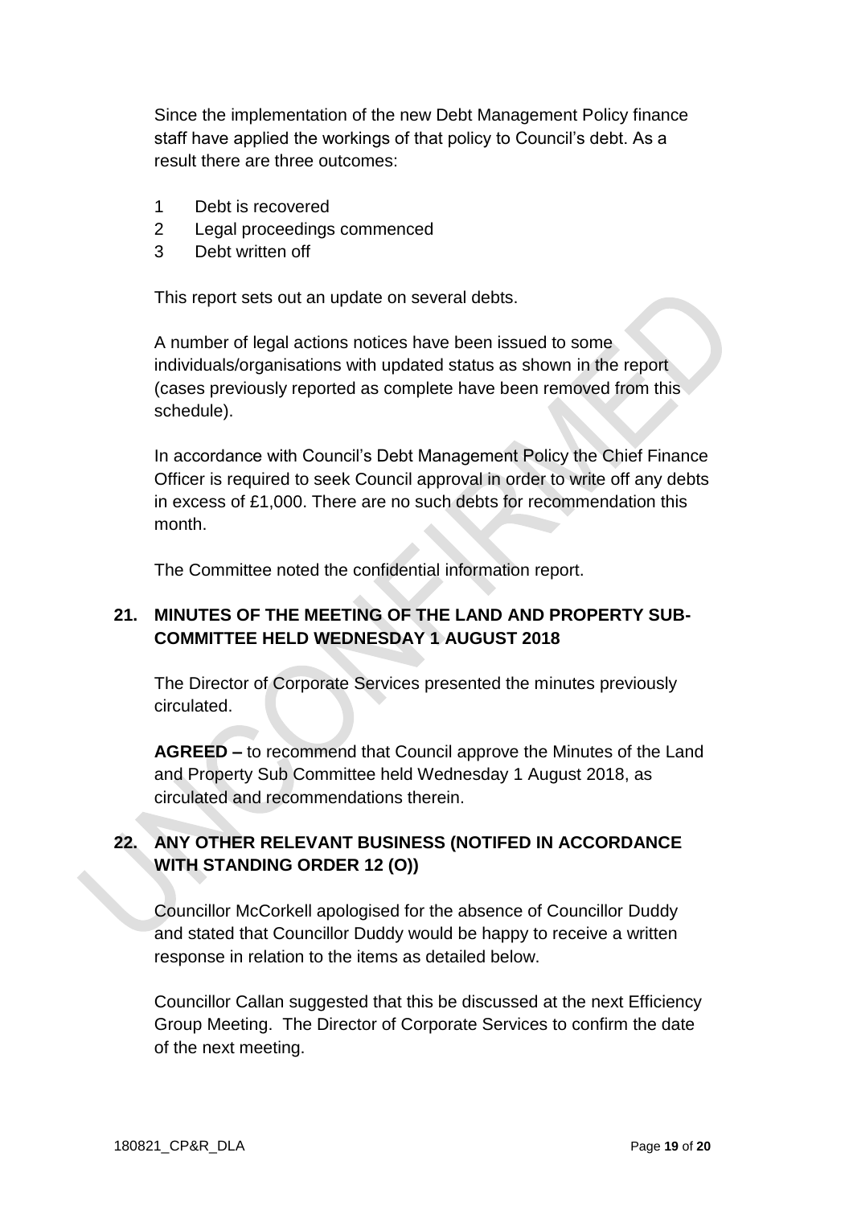Since the implementation of the new Debt Management Policy finance staff have applied the workings of that policy to Council's debt. As a result there are three outcomes:

1 Debt is recovered
2 Legal proceedings commenced
3 Debt written off

This report sets out an update on several debts.

A number of legal actions notices have been issued to some individuals/organisations with updated status as shown in the report (cases previously reported as complete have been removed from this schedule).

In accordance with Council's Debt Management Policy the Chief Finance Officer is required to seek Council approval in order to write off any debts in excess of £1,000. There are no such debts for recommendation this month.

The Committee noted the confidential information report.

## 21. MINUTES OF THE MEETING OF THE LAND AND PROPERTY SUB-COMMITTEE HELD WEDNESDAY 1 AUGUST 2018

The Director of Corporate Services presented the minutes previously circulated.

**AGREED –** to recommend that Council approve the Minutes of the Land and Property Sub Committee held Wednesday 1 August 2018, as circulated and recommendations therein.

## 22. ANY OTHER RELEVANT BUSINESS (NOTIFED IN ACCORDANCE WITH STANDING ORDER 12 (O))

Councillor McCorkell apologised for the absence of Councillor Duddy and stated that Councillor Duddy would be happy to receive a written response in relation to the items as detailed below.

Councillor Callan suggested that this be discussed at the next Efficiency Group Meeting. The Director of Corporate Services to confirm the date of the next meeting.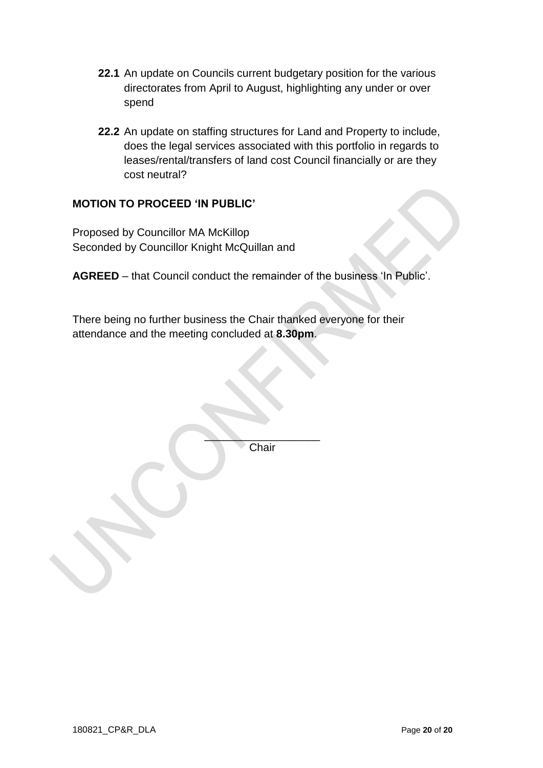**22.1** An update on Councils current budgetary position for the various directorates from April to August, highlighting any under or over spend

**22.2** An update on staffing structures for Land and Property to include, does the legal services associated with this portfolio in regards to leases/rental/transfers of land cost Council financially or are they cost neutral?

**MOTION TO PROCEED 'IN PUBLIC'**

Proposed by Councillor MA McKillop
Seconded by Councillor Knight McQuillan and

**AGREED** – that Council conduct the remainder of the business 'In Public'.

There being no further business the Chair thanked everyone for their attendance and the meeting concluded at **8.30pm**.

___________________
Chair